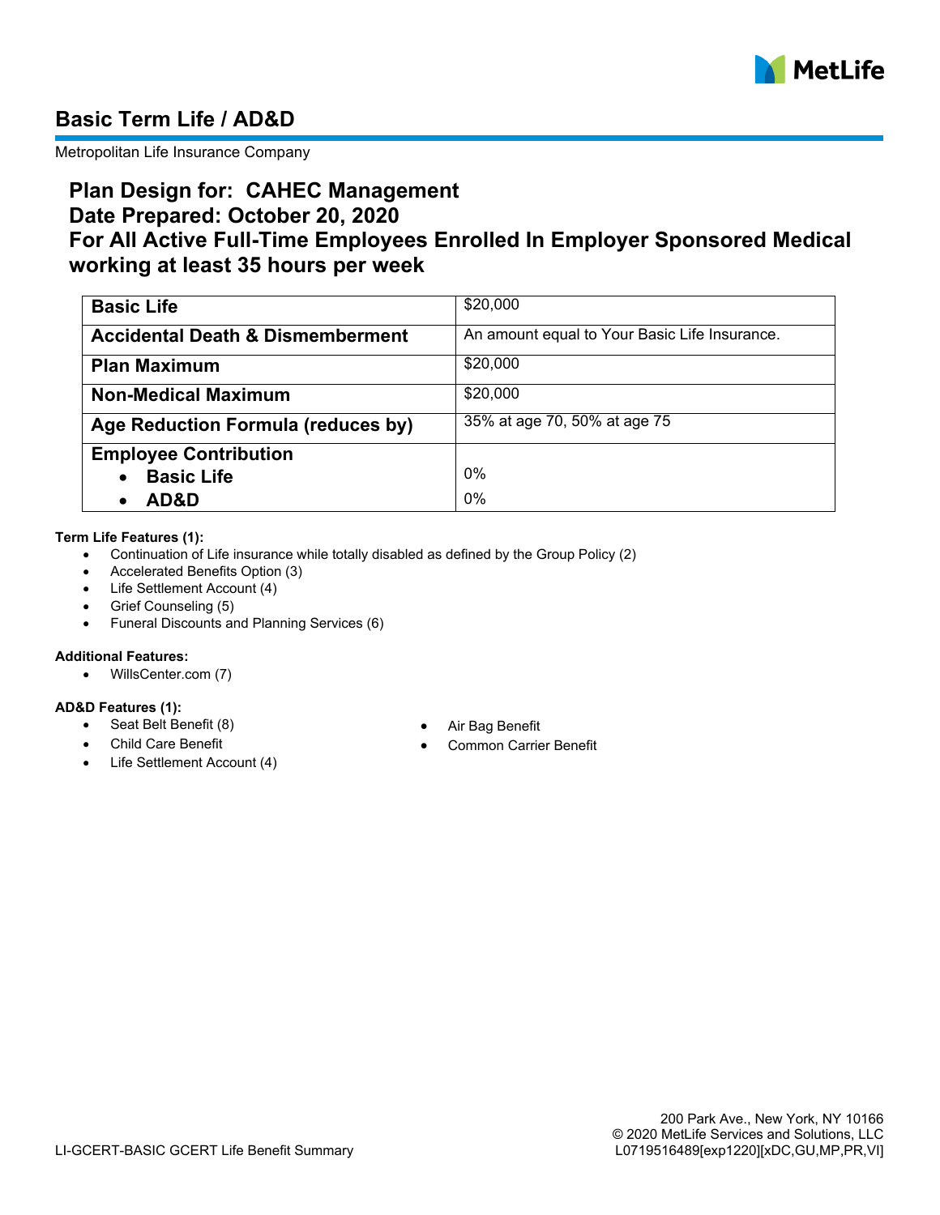# Basic Term Life / AD&D

Metropolitan Life Insurance Company

## Plan Design for: CAHEC Management
## Date Prepared: October 20, 2020
## For All Active Full-Time Employees Enrolled In Employer Sponsored Medical working at least 35 hours per week

| | |
|---|---|
| **Basic Life** | $20,000 |
| **Accidental Death & Dismemberment** | An amount equal to Your Basic Life Insurance. |
| **Plan Maximum** | $20,000 |
| **Non-Medical Maximum** | $20,000 |
| **Age Reduction Formula (reduces by)** | 35% at age 70, 50% at age 75 |
| **Employee Contribution** | |
| • **Basic Life** | 0% |
| • **AD&D** | 0% |

**Term Life Features (1):**

- Continuation of Life insurance while totally disabled as defined by the Group Policy (2)
- Accelerated Benefits Option (3)
- Life Settlement Account (4)
- Grief Counseling (5)
- Funeral Discounts and Planning Services (6)

**Additional Features:**

- WillsCenter.com (7)

**AD&D Features (1):**

- Seat Belt Benefit (8)
- Child Care Benefit
- Life Settlement Account (4)
- Air Bag Benefit
- Common Carrier Benefit

LI-GCERT-BASIC GCERT Life Benefit Summary

200 Park Ave., New York, NY 10166
© 2020 MetLife Services and Solutions, LLC
L0719516489[exp1220][xDC,GU,MP,PR,VI]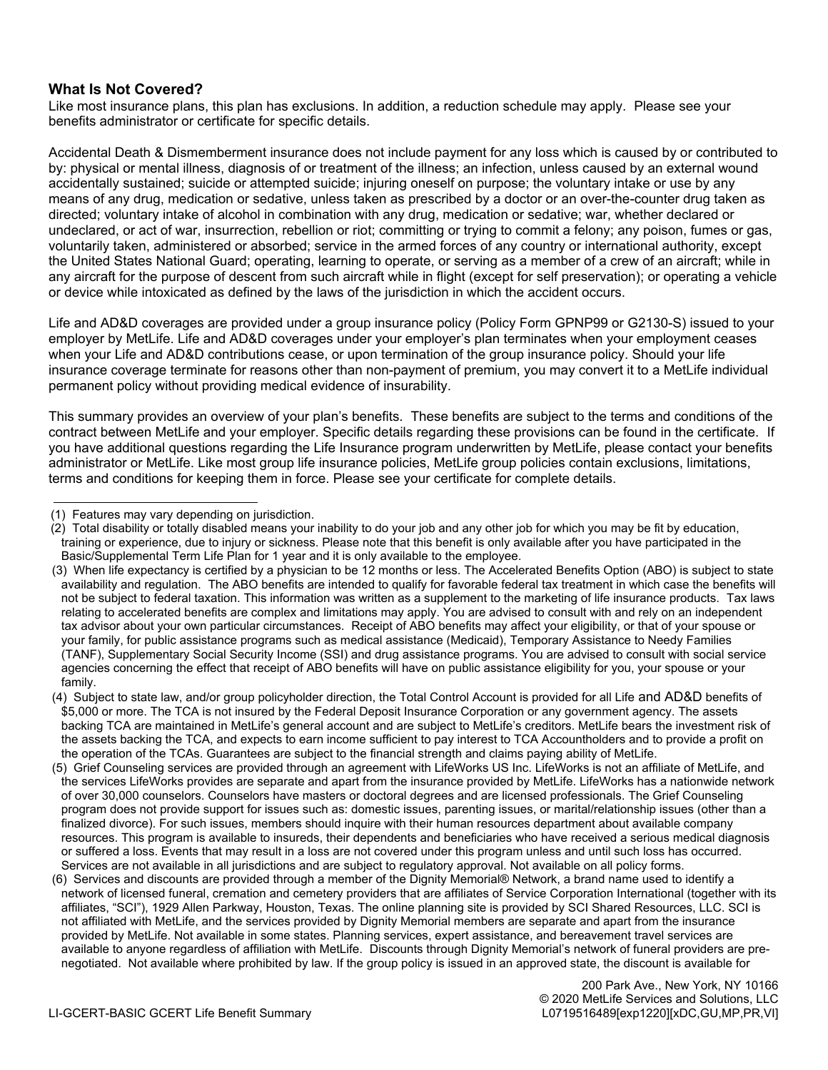### What Is Not Covered?

Like most insurance plans, this plan has exclusions. In addition, a reduction schedule may apply. Please see your benefits administrator or certificate for specific details.

Accidental Death & Dismemberment insurance does not include payment for any loss which is caused by or contributed to by: physical or mental illness, diagnosis of or treatment of the illness; an infection, unless caused by an external wound accidentally sustained; suicide or attempted suicide; injuring oneself on purpose; the voluntary intake or use by any means of any drug, medication or sedative, unless taken as prescribed by a doctor or an over-the-counter drug taken as directed; voluntary intake of alcohol in combination with any drug, medication or sedative; war, whether declared or undeclared, or act of war, insurrection, rebellion or riot; committing or trying to commit a felony; any poison, fumes or gas, voluntarily taken, administered or absorbed; service in the armed forces of any country or international authority, except the United States National Guard; operating, learning to operate, or serving as a member of a crew of an aircraft; while in any aircraft for the purpose of descent from such aircraft while in flight (except for self preservation); or operating a vehicle or device while intoxicated as defined by the laws of the jurisdiction in which the accident occurs.

Life and AD&D coverages are provided under a group insurance policy (Policy Form GPNP99 or G2130-S) issued to your employer by MetLife. Life and AD&D coverages under your employer's plan terminates when your employment ceases when your Life and AD&D contributions cease, or upon termination of the group insurance policy. Should your life insurance coverage terminate for reasons other than non-payment of premium, you may convert it to a MetLife individual permanent policy without providing medical evidence of insurability.

This summary provides an overview of your plan's benefits. These benefits are subject to the terms and conditions of the contract between MetLife and your employer. Specific details regarding these provisions can be found in the certificate. If you have additional questions regarding the Life Insurance program underwritten by MetLife, please contact your benefits administrator or MetLife. Like most group life insurance policies, MetLife group policies contain exclusions, limitations, terms and conditions for keeping them in force. Please see your certificate for complete details.

---

(1) Features may vary depending on jurisdiction.

(2) Total disability or totally disabled means your inability to do your job and any other job for which you may be fit by education, training or experience, due to injury or sickness. Please note that this benefit is only available after you have participated in the Basic/Supplemental Term Life Plan for 1 year and it is only available to the employee.

(3) When life expectancy is certified by a physician to be 12 months or less. The Accelerated Benefits Option (ABO) is subject to state availability and regulation. The ABO benefits are intended to qualify for favorable federal tax treatment in which case the benefits will not be subject to federal taxation. This information was written as a supplement to the marketing of life insurance products. Tax laws relating to accelerated benefits are complex and limitations may apply. You are advised to consult with and rely on an independent tax advisor about your own particular circumstances. Receipt of ABO benefits may affect your eligibility, or that of your spouse or your family, for public assistance programs such as medical assistance (Medicaid), Temporary Assistance to Needy Families (TANF), Supplementary Social Security Income (SSI) and drug assistance programs. You are advised to consult with social service agencies concerning the effect that receipt of ABO benefits will have on public assistance eligibility for you, your spouse or your family.

(4) Subject to state law, and/or group policyholder direction, the Total Control Account is provided for all Life and AD&D benefits of $5,000 or more. The TCA is not insured by the Federal Deposit Insurance Corporation or any government agency. The assets backing TCA are maintained in MetLife's general account and are subject to MetLife's creditors. MetLife bears the investment risk of the assets backing the TCA, and expects to earn income sufficient to pay interest to TCA Accountholders and to provide a profit on the operation of the TCAs. Guarantees are subject to the financial strength and claims paying ability of MetLife.

(5) Grief Counseling services are provided through an agreement with LifeWorks US Inc. LifeWorks is not an affiliate of MetLife, and the services LifeWorks provides are separate and apart from the insurance provided by MetLife. LifeWorks has a nationwide network of over 30,000 counselors. Counselors have masters or doctoral degrees and are licensed professionals. The Grief Counseling program does not provide support for issues such as: domestic issues, parenting issues, or marital/relationship issues (other than a finalized divorce). For such issues, members should inquire with their human resources department about available company resources. This program is available to insureds, their dependents and beneficiaries who have received a serious medical diagnosis or suffered a loss. Events that may result in a loss are not covered under this program unless and until such loss has occurred. Services are not available in all jurisdictions and are subject to regulatory approval. Not available on all policy forms.

(6) Services and discounts are provided through a member of the Dignity Memorial® Network, a brand name used to identify a network of licensed funeral, cremation and cemetery providers that are affiliates of Service Corporation International (together with its affiliates, "SCI"), 1929 Allen Parkway, Houston, Texas. The online planning site is provided by SCI Shared Resources, LLC. SCI is not affiliated with MetLife, and the services provided by Dignity Memorial members are separate and apart from the insurance provided by MetLife. Not available in some states. Planning services, expert assistance, and bereavement travel services are available to anyone regardless of affiliation with MetLife. Discounts through Dignity Memorial's network of funeral providers are pre-negotiated. Not available where prohibited by law. If the group policy is issued in an approved state, the discount is available for

200 Park Ave., New York, NY 10166
© 2020 MetLife Services and Solutions, LLC

LI-GCERT-BASIC GCERT Life Benefit Summary L0719516489[exp1220][xDC,GU,MP,PR,VI]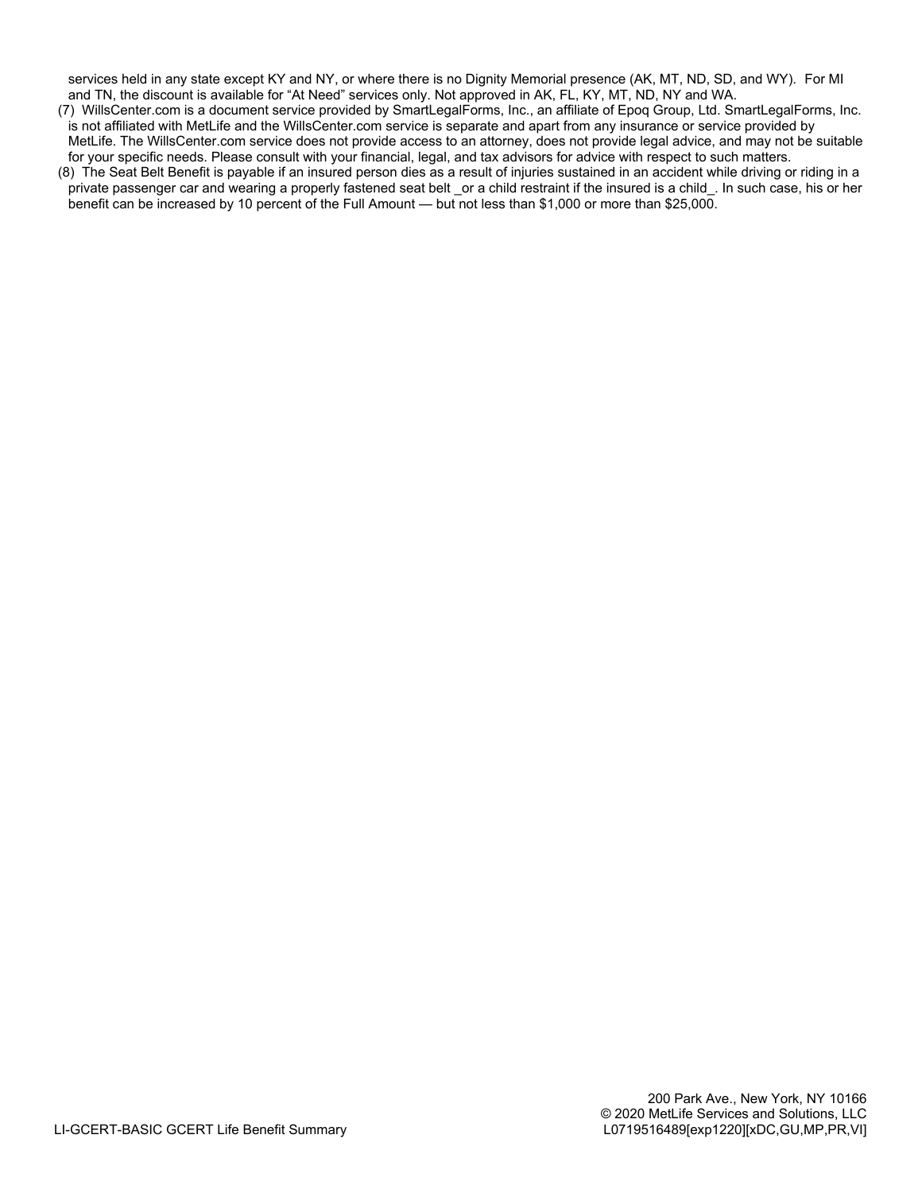services held in any state except KY and NY, or where there is no Dignity Memorial presence (AK, MT, ND, SD, and WY). For MI and TN, the discount is available for "At Need" services only. Not approved in AK, FL, KY, MT, ND, NY and WA.

(7) WillsCenter.com is a document service provided by SmartLegalForms, Inc., an affiliate of Epoq Group, Ltd. SmartLegalForms, Inc. is not affiliated with MetLife and the WillsCenter.com service is separate and apart from any insurance or service provided by MetLife. The WillsCenter.com service does not provide access to an attorney, does not provide legal advice, and may not be suitable for your specific needs. Please consult with your financial, legal, and tax advisors for advice with respect to such matters.

(8) The Seat Belt Benefit is payable if an insured person dies as a result of injuries sustained in an accident while driving or riding in a private passenger car and wearing a properly fastened seat belt _or a child restraint if the insured is a child_. In such case, his or her benefit can be increased by 10 percent of the Full Amount — but not less than $1,000 or more than $25,000.

200 Park Ave., New York, NY 10166
© 2020 MetLife Services and Solutions, LLC
LI-GCERT-BASIC GCERT Life Benefit Summary
L0719516489[exp1220][xDC,GU,MP,PR,VI]